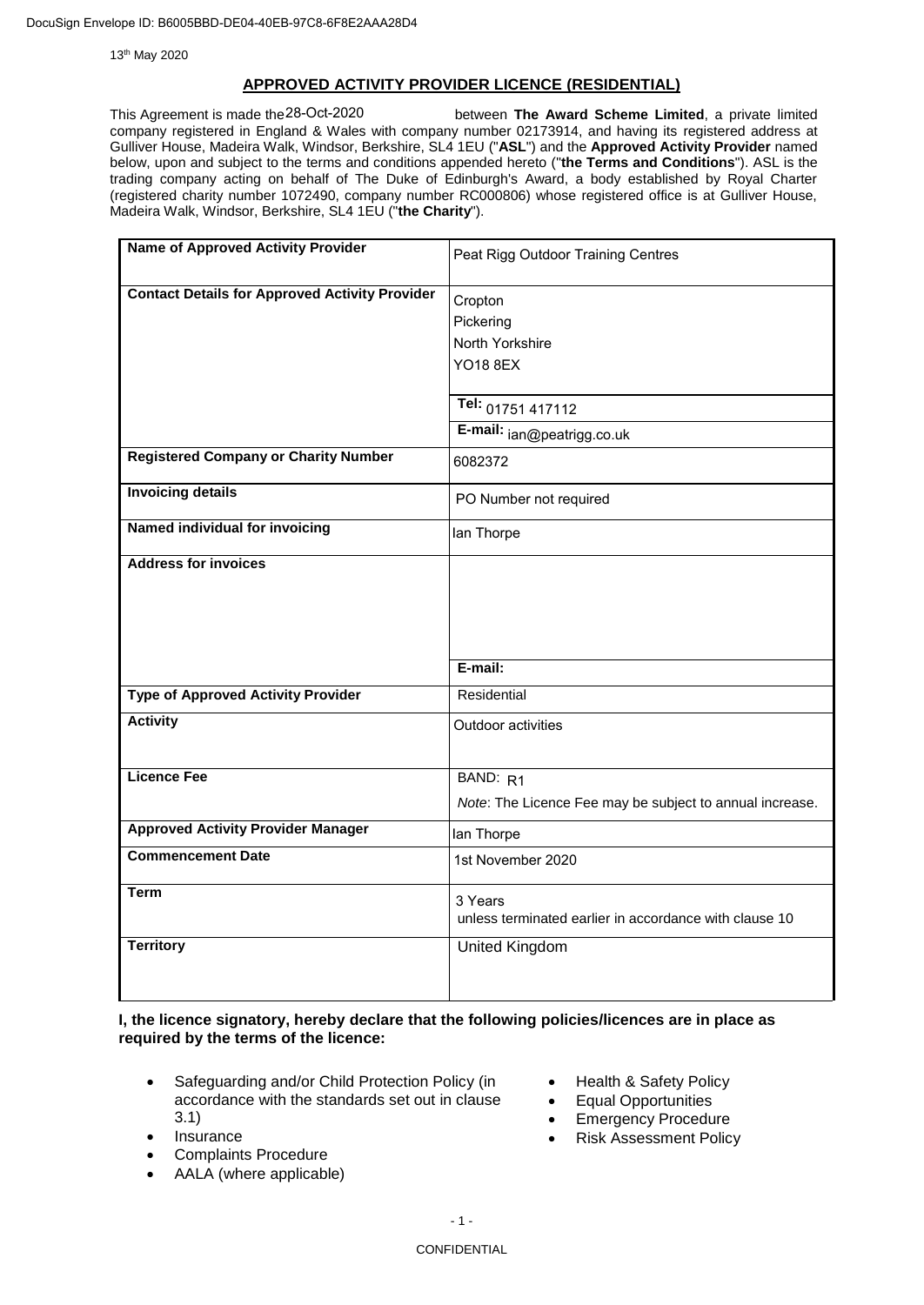DocuSign Envelope ID: B6005BBD-DE04-40EB-97C8-6F8E2AAA28D4

13th May 2020

## APPROVED ACTIVITY PROVIDER LICENCE (RESIDENTIAL)

This Agreement is made the 28-Oct-2020 between **The Award Scheme Limited**, a private limited company registered in England & Wales with company number 02173914, and having its registered address at Gulliver House, Madeira Walk, Windsor, Berkshire, SL4 1EU ("**ASL**") and the **Approved Activity Provider** named below, upon and subject to the terms and conditions appended hereto ("**the Terms and Conditions**"). ASL is the trading company acting on behalf of The Duke of Edinburgh's Award, a body established by Royal Charter (registered charity number 1072490, company number RC000806) whose registered office is at Gulliver House, Madeira Walk, Windsor, Berkshire, SL4 1EU ("**the Charity**").

| | |
|---|---|
| **Name of Approved Activity Provider** | Peat Rigg Outdoor Training Centres |
| **Contact Details for Approved Activity Provider** | Cropton<br>Pickering<br>North Yorkshire<br>YO18 8EX |
| | **Tel:** 01751 417112 |
| | **E-mail:** ian@peatrigg.co.uk |
| **Registered Company or Charity Number** | 6082372 |
| **Invoicing details** | PO Number not required |
| **Named individual for invoicing** | Ian Thorpe |
| **Address for invoices** | |
| | **E-mail:** |
| **Type of Approved Activity Provider** | Residential |
| **Activity** | Outdoor activities |
| **Licence Fee** | BAND: R1<br>*Note*: The Licence Fee may be subject to annual increase. |
| **Approved Activity Provider Manager** | Ian Thorpe |
| **Commencement Date** | 1st November 2020 |
| **Term** | 3 Years<br>unless terminated earlier in accordance with clause 10 |
| **Territory** | United Kingdom |

**I, the licence signatory, hereby declare that the following policies/licences are in place as required by the terms of the licence:**

- Safeguarding and/or Child Protection Policy (in accordance with the standards set out in clause 3.1)
- Insurance
- Complaints Procedure
- AALA (where applicable)
- Health & Safety Policy
- Equal Opportunities
- Emergency Procedure
- Risk Assessment Policy

CONFIDENTIAL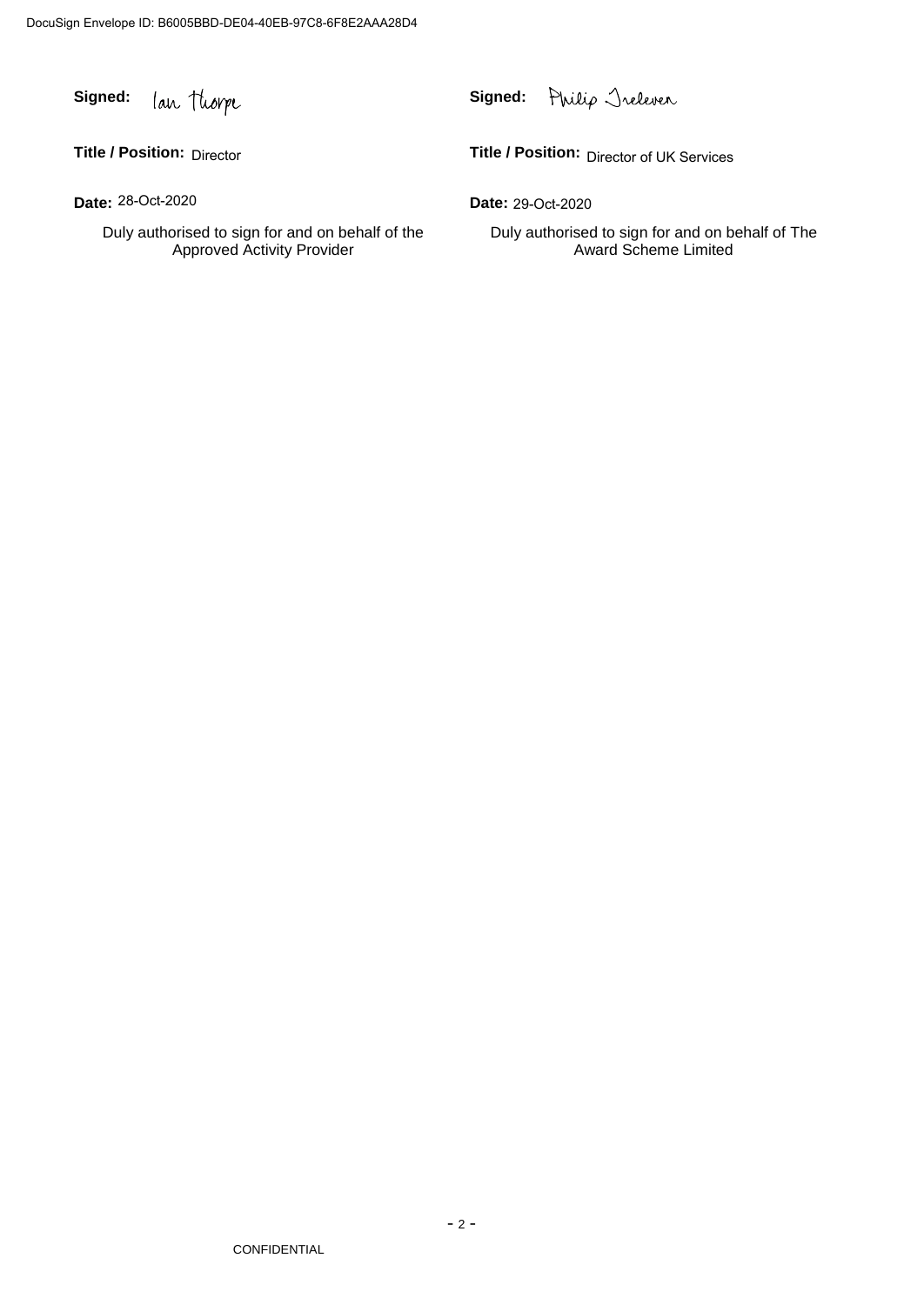DocuSign Envelope ID: B6005BBD-DE04-40EB-97C8-6F8E2AAA28D4

| | |
|---|---|
| **Signed:** Ian Thorpe | **Signed:** Philip Treleven |
| **Title / Position:** Director | **Title / Position:** Director of UK Services |
| **Date:** 28-Oct-2020 | **Date:** 29-Oct-2020 |
| Duly authorised to sign for and on behalf of the Approved Activity Provider | Duly authorised to sign for and on behalf of The Award Scheme Limited |

CONFIDENTIAL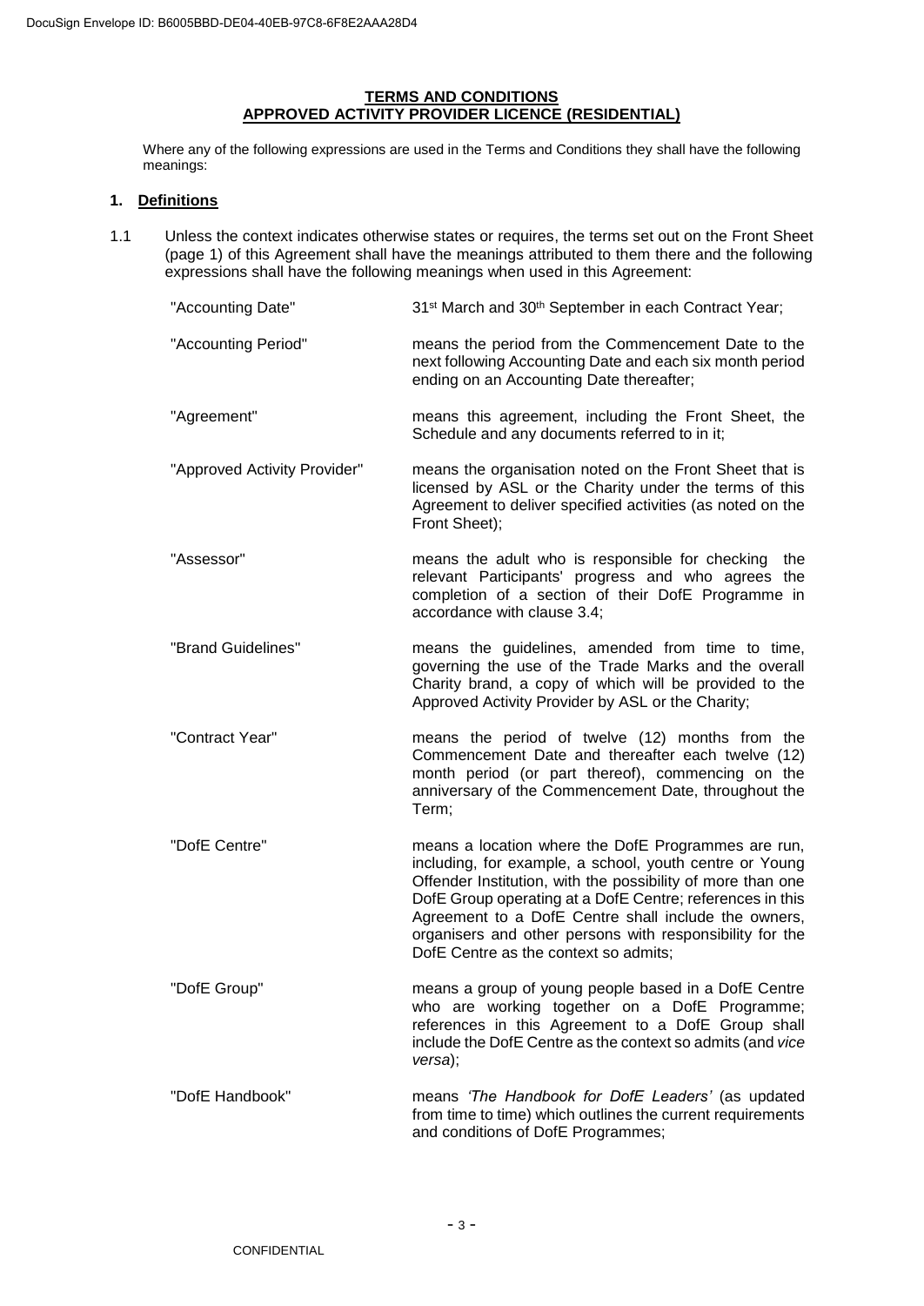**TERMS AND CONDITIONS**
**APPROVED ACTIVITY PROVIDER LICENCE (RESIDENTIAL)**

Where any of the following expressions are used in the Terms and Conditions they shall have the following meanings:

## 1. Definitions

1.1 Unless the context indicates otherwise states or requires, the terms set out on the Front Sheet (page 1) of this Agreement shall have the meanings attributed to them there and the following expressions shall have the following meanings when used in this Agreement:

| | |
|---|---|
| "Accounting Date" | 31st March and 30th September in each Contract Year; |
| "Accounting Period" | means the period from the Commencement Date to the next following Accounting Date and each six month period ending on an Accounting Date thereafter; |
| "Agreement" | means this agreement, including the Front Sheet, the Schedule and any documents referred to in it; |
| "Approved Activity Provider" | means the organisation noted on the Front Sheet that is licensed by ASL or the Charity under the terms of this Agreement to deliver specified activities (as noted on the Front Sheet); |
| "Assessor" | means the adult who is responsible for checking the relevant Participants' progress and who agrees the completion of a section of their DofE Programme in accordance with clause 3.4; |
| "Brand Guidelines" | means the guidelines, amended from time to time, governing the use of the Trade Marks and the overall Charity brand, a copy of which will be provided to the Approved Activity Provider by ASL or the Charity; |
| "Contract Year" | means the period of twelve (12) months from the Commencement Date and thereafter each twelve (12) month period (or part thereof), commencing on the anniversary of the Commencement Date, throughout the Term; |
| "DofE Centre" | means a location where the DofE Programmes are run, including, for example, a school, youth centre or Young Offender Institution, with the possibility of more than one DofE Group operating at a DofE Centre; references in this Agreement to a DofE Centre shall include the owners, organisers and other persons with responsibility for the DofE Centre as the context so admits; |
| "DofE Group" | means a group of young people based in a DofE Centre who are working together on a DofE Programme; references in this Agreement to a DofE Group shall include the DofE Centre as the context so admits (and *vice versa*); |
| "DofE Handbook" | means *'The Handbook for DofE Leaders'* (as updated from time to time) which outlines the current requirements and conditions of DofE Programmes; |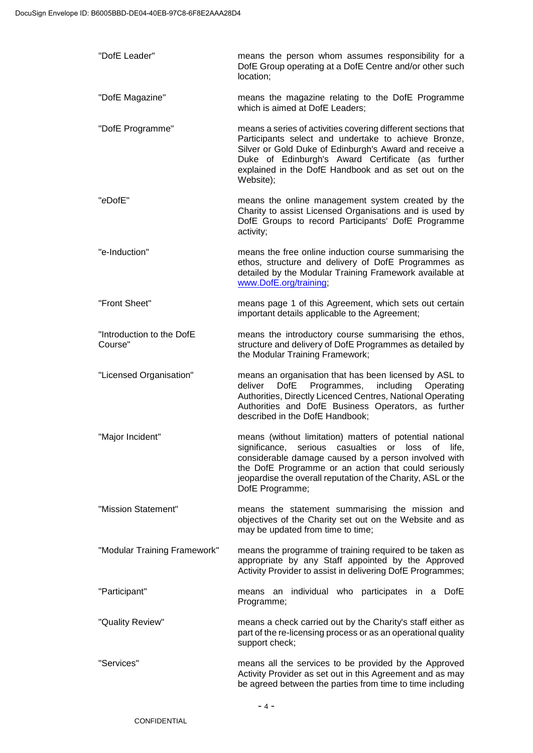| | |
|---|---|
| "DofE Leader" | means the person whom assumes responsibility for a DofE Group operating at a DofE Centre and/or other such location; |
| "DofE Magazine" | means the magazine relating to the DofE Programme which is aimed at DofE Leaders; |
| "DofE Programme" | means a series of activities covering different sections that Participants select and undertake to achieve Bronze, Silver or Gold Duke of Edinburgh's Award and receive a Duke of Edinburgh's Award Certificate (as further explained in the DofE Handbook and as set out on the Website); |
| "eDofE" | means the online management system created by the Charity to assist Licensed Organisations and is used by DofE Groups to record Participants' DofE Programme activity; |
| "e-Induction" | means the free online induction course summarising the ethos, structure and delivery of DofE Programmes as detailed by the Modular Training Framework available at www.DofE.org/training; |
| "Front Sheet" | means page 1 of this Agreement, which sets out certain important details applicable to the Agreement; |
| "Introduction to the DofE Course" | means the introductory course summarising the ethos, structure and delivery of DofE Programmes as detailed by the Modular Training Framework; |
| "Licensed Organisation" | means an organisation that has been licensed by ASL to deliver DofE Programmes, including Operating Authorities, Directly Licenced Centres, National Operating Authorities and DofE Business Operators, as further described in the DofE Handbook; |
| "Major Incident" | means (without limitation) matters of potential national significance, serious casualties or loss of life, considerable damage caused by a person involved with the DofE Programme or an action that could seriously jeopardise the overall reputation of the Charity, ASL or the DofE Programme; |
| "Mission Statement" | means the statement summarising the mission and objectives of the Charity set out on the Website and as may be updated from time to time; |
| "Modular Training Framework" | means the programme of training required to be taken as appropriate by any Staff appointed by the Approved Activity Provider to assist in delivering DofE Programmes; |
| "Participant" | means an individual who participates in a DofE Programme; |
| "Quality Review" | means a check carried out by the Charity's staff either as part of the re-licensing process or as an operational quality support check; |
| "Services" | means all the services to be provided by the Approved Activity Provider as set out in this Agreement and as may be agreed between the parties from time to time including |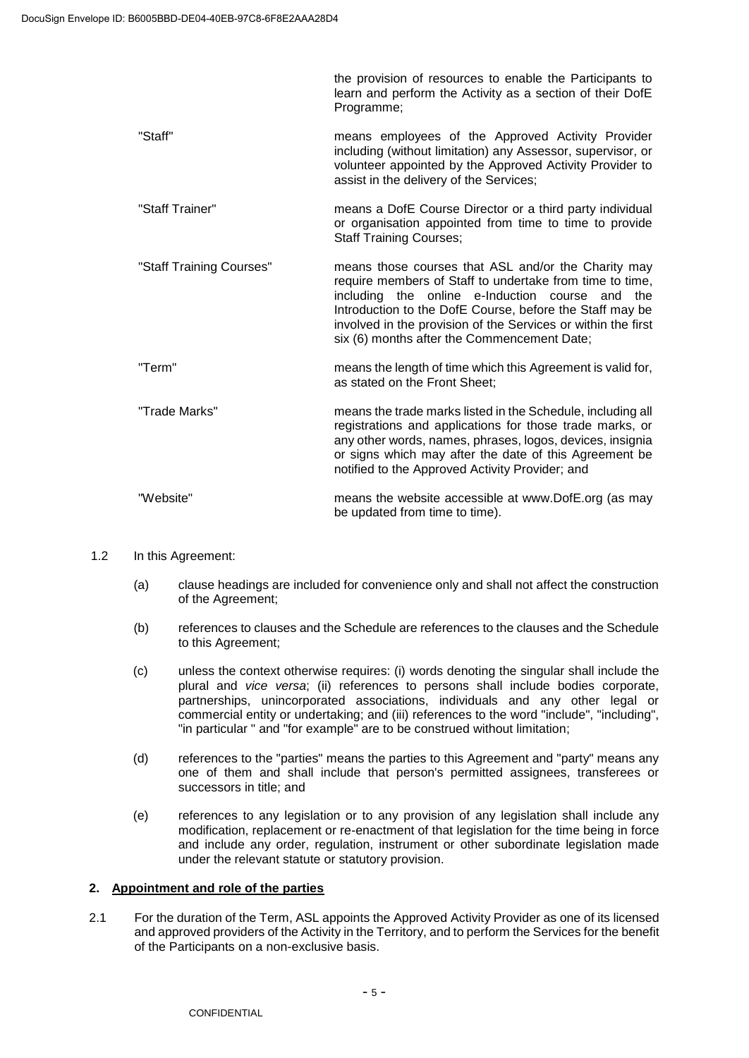the provision of resources to enable the Participants to learn and perform the Activity as a section of their DofE Programme;

"Staff" means employees of the Approved Activity Provider including (without limitation) any Assessor, supervisor, or volunteer appointed by the Approved Activity Provider to assist in the delivery of the Services;

"Staff Trainer" means a DofE Course Director or a third party individual or organisation appointed from time to time to provide Staff Training Courses;

"Staff Training Courses" means those courses that ASL and/or the Charity may require members of Staff to undertake from time to time, including the online e-Induction course and the Introduction to the DofE Course, before the Staff may be involved in the provision of the Services or within the first six (6) months after the Commencement Date;

"Term" means the length of time which this Agreement is valid for, as stated on the Front Sheet;

"Trade Marks" means the trade marks listed in the Schedule, including all registrations and applications for those trade marks, or any other words, names, phrases, logos, devices, insignia or signs which may after the date of this Agreement be notified to the Approved Activity Provider; and

"Website" means the website accessible at www.DofE.org (as may be updated from time to time).

1.2 In this Agreement:

(a) clause headings are included for convenience only and shall not affect the construction of the Agreement;

(b) references to clauses and the Schedule are references to the clauses and the Schedule to this Agreement;

(c) unless the context otherwise requires: (i) words denoting the singular shall include the plural and *vice versa*; (ii) references to persons shall include bodies corporate, partnerships, unincorporated associations, individuals and any other legal or commercial entity or undertaking; and (iii) references to the word "include", "including", "in particular " and "for example" are to be construed without limitation;

(d) references to the "parties" means the parties to this Agreement and "party" means any one of them and shall include that person's permitted assignees, transferees or successors in title; and

(e) references to any legislation or to any provision of any legislation shall include any modification, replacement or re-enactment of that legislation for the time being in force and include any order, regulation, instrument or other subordinate legislation made under the relevant statute or statutory provision.

## 2. Appointment and role of the parties

2.1 For the duration of the Term, ASL appoints the Approved Activity Provider as one of its licensed and approved providers of the Activity in the Territory, and to perform the Services for the benefit of the Participants on a non-exclusive basis.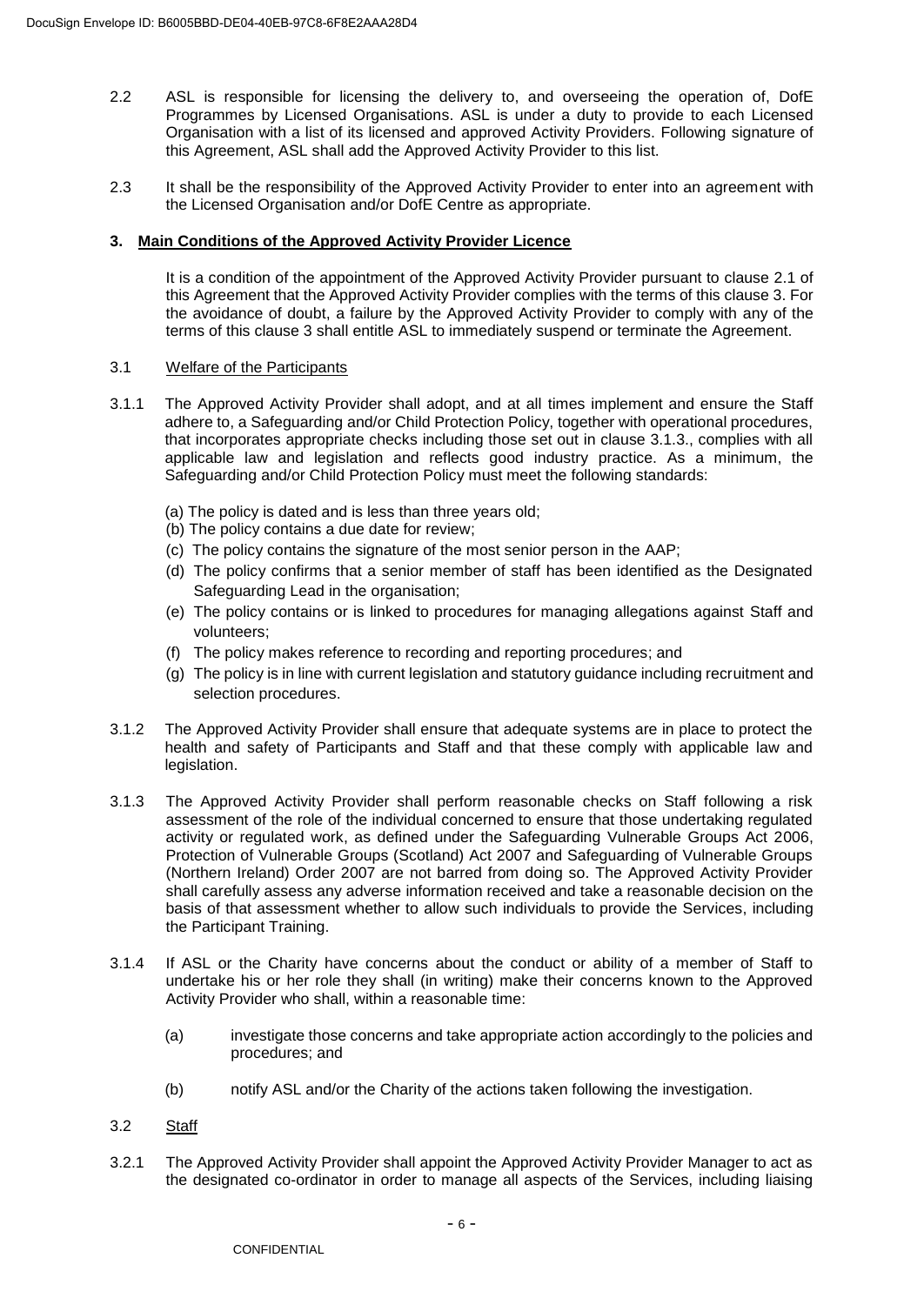2.2 ASL is responsible for licensing the delivery to, and overseeing the operation of, DofE Programmes by Licensed Organisations. ASL is under a duty to provide to each Licensed Organisation with a list of its licensed and approved Activity Providers. Following signature of this Agreement, ASL shall add the Approved Activity Provider to this list.

2.3 It shall be the responsibility of the Approved Activity Provider to enter into an agreement with the Licensed Organisation and/or DofE Centre as appropriate.

## 3. Main Conditions of the Approved Activity Provider Licence

It is a condition of the appointment of the Approved Activity Provider pursuant to clause 2.1 of this Agreement that the Approved Activity Provider complies with the terms of this clause 3. For the avoidance of doubt, a failure by the Approved Activity Provider to comply with any of the terms of this clause 3 shall entitle ASL to immediately suspend or terminate the Agreement.

3.1 Welfare of the Participants

3.1.1 The Approved Activity Provider shall adopt, and at all times implement and ensure the Staff adhere to, a Safeguarding and/or Child Protection Policy, together with operational procedures, that incorporates appropriate checks including those set out in clause 3.1.3., complies with all applicable law and legislation and reflects good industry practice. As a minimum, the Safeguarding and/or Child Protection Policy must meet the following standards:

(a) The policy is dated and is less than three years old;
(b) The policy contains a due date for review;
(c) The policy contains the signature of the most senior person in the AAP;
(d) The policy confirms that a senior member of staff has been identified as the Designated Safeguarding Lead in the organisation;
(e) The policy contains or is linked to procedures for managing allegations against Staff and volunteers;
(f) The policy makes reference to recording and reporting procedures; and
(g) The policy is in line with current legislation and statutory guidance including recruitment and selection procedures.

3.1.2 The Approved Activity Provider shall ensure that adequate systems are in place to protect the health and safety of Participants and Staff and that these comply with applicable law and legislation.

3.1.3 The Approved Activity Provider shall perform reasonable checks on Staff following a risk assessment of the role of the individual concerned to ensure that those undertaking regulated activity or regulated work, as defined under the Safeguarding Vulnerable Groups Act 2006, Protection of Vulnerable Groups (Scotland) Act 2007 and Safeguarding of Vulnerable Groups (Northern Ireland) Order 2007 are not barred from doing so. The Approved Activity Provider shall carefully assess any adverse information received and take a reasonable decision on the basis of that assessment whether to allow such individuals to provide the Services, including the Participant Training.

3.1.4 If ASL or the Charity have concerns about the conduct or ability of a member of Staff to undertake his or her role they shall (in writing) make their concerns known to the Approved Activity Provider who shall, within a reasonable time:

(a) investigate those concerns and take appropriate action accordingly to the policies and procedures; and

(b) notify ASL and/or the Charity of the actions taken following the investigation.

3.2 Staff

3.2.1 The Approved Activity Provider shall appoint the Approved Activity Provider Manager to act as the designated co-ordinator in order to manage all aspects of the Services, including liaising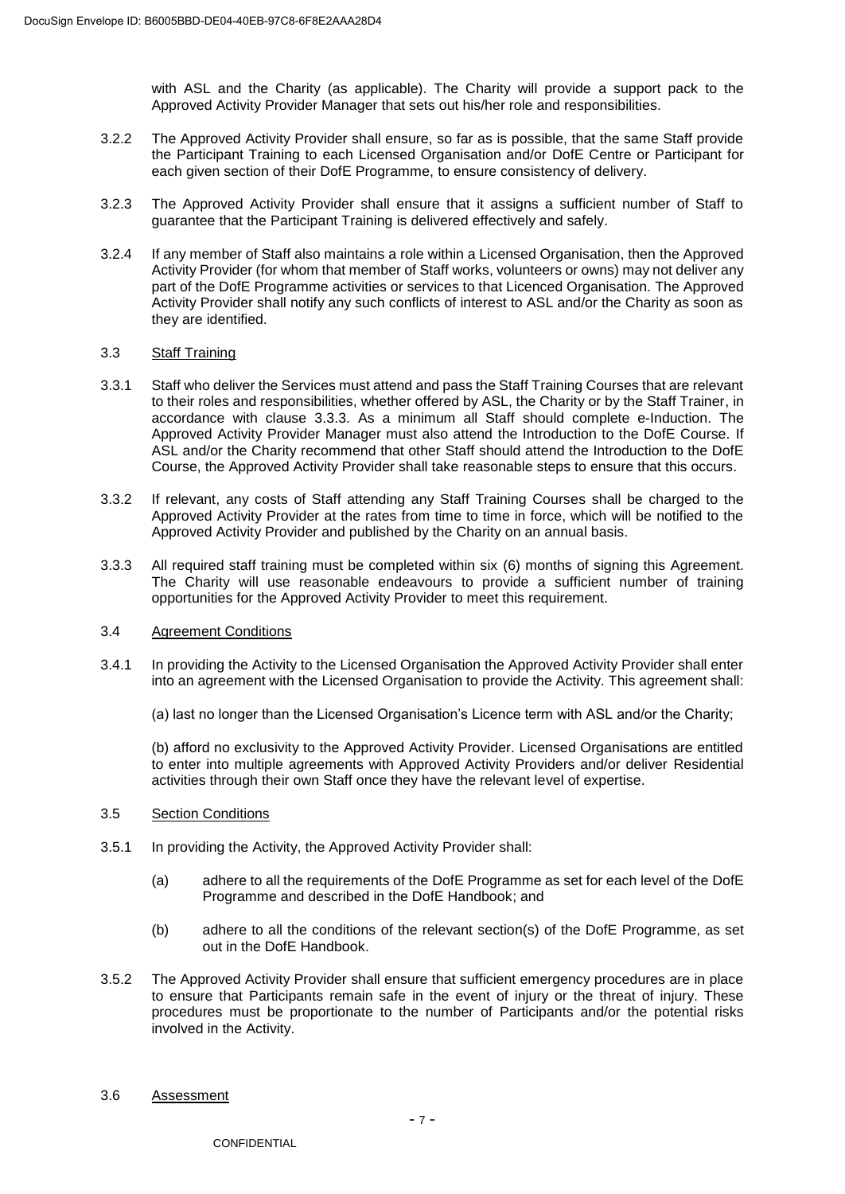with ASL and the Charity (as applicable). The Charity will provide a support pack to the Approved Activity Provider Manager that sets out his/her role and responsibilities.

3.2.2 The Approved Activity Provider shall ensure, so far as is possible, that the same Staff provide the Participant Training to each Licensed Organisation and/or DofE Centre or Participant for each given section of their DofE Programme, to ensure consistency of delivery.

3.2.3 The Approved Activity Provider shall ensure that it assigns a sufficient number of Staff to guarantee that the Participant Training is delivered effectively and safely.

3.2.4 If any member of Staff also maintains a role within a Licensed Organisation, then the Approved Activity Provider (for whom that member of Staff works, volunteers or owns) may not deliver any part of the DofE Programme activities or services to that Licenced Organisation. The Approved Activity Provider shall notify any such conflicts of interest to ASL and/or the Charity as soon as they are identified.

3.3 <u>Staff Training</u>

3.3.1 Staff who deliver the Services must attend and pass the Staff Training Courses that are relevant to their roles and responsibilities, whether offered by ASL, the Charity or by the Staff Trainer, in accordance with clause 3.3.3. As a minimum all Staff should complete e-Induction. The Approved Activity Provider Manager must also attend the Introduction to the DofE Course. If ASL and/or the Charity recommend that other Staff should attend the Introduction to the DofE Course, the Approved Activity Provider shall take reasonable steps to ensure that this occurs.

3.3.2 If relevant, any costs of Staff attending any Staff Training Courses shall be charged to the Approved Activity Provider at the rates from time to time in force, which will be notified to the Approved Activity Provider and published by the Charity on an annual basis.

3.3.3 All required staff training must be completed within six (6) months of signing this Agreement. The Charity will use reasonable endeavours to provide a sufficient number of training opportunities for the Approved Activity Provider to meet this requirement.

3.4 <u>Agreement Conditions</u>

3.4.1 In providing the Activity to the Licensed Organisation the Approved Activity Provider shall enter into an agreement with the Licensed Organisation to provide the Activity. This agreement shall:

(a) last no longer than the Licensed Organisation's Licence term with ASL and/or the Charity;

(b) afford no exclusivity to the Approved Activity Provider. Licensed Organisations are entitled to enter into multiple agreements with Approved Activity Providers and/or deliver Residential activities through their own Staff once they have the relevant level of expertise.

3.5 <u>Section Conditions</u>

3.5.1 In providing the Activity, the Approved Activity Provider shall:

(a) adhere to all the requirements of the DofE Programme as set for each level of the DofE Programme and described in the DofE Handbook; and

(b) adhere to all the conditions of the relevant section(s) of the DofE Programme, as set out in the DofE Handbook.

3.5.2 The Approved Activity Provider shall ensure that sufficient emergency procedures are in place to ensure that Participants remain safe in the event of injury or the threat of injury. These procedures must be proportionate to the number of Participants and/or the potential risks involved in the Activity.

3.6 <u>Assessment</u>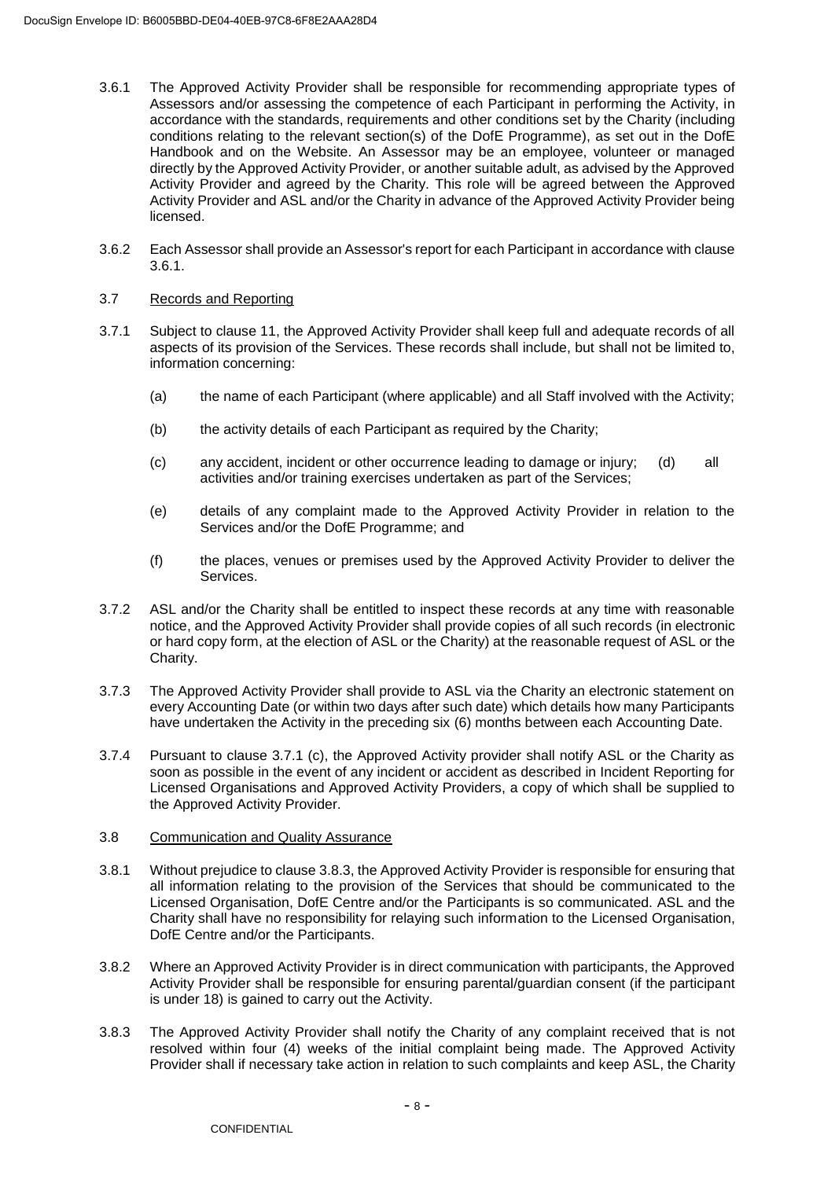3.6.1 The Approved Activity Provider shall be responsible for recommending appropriate types of Assessors and/or assessing the competence of each Participant in performing the Activity, in accordance with the standards, requirements and other conditions set by the Charity (including conditions relating to the relevant section(s) of the DofE Programme), as set out in the DofE Handbook and on the Website. An Assessor may be an employee, volunteer or managed directly by the Approved Activity Provider, or another suitable adult, as advised by the Approved Activity Provider and agreed by the Charity. This role will be agreed between the Approved Activity Provider and ASL and/or the Charity in advance of the Approved Activity Provider being licensed.

3.6.2 Each Assessor shall provide an Assessor's report for each Participant in accordance with clause 3.6.1.

3.7 Records and Reporting

3.7.1 Subject to clause 11, the Approved Activity Provider shall keep full and adequate records of all aspects of its provision of the Services. These records shall include, but shall not be limited to, information concerning:

(a) the name of each Participant (where applicable) and all Staff involved with the Activity;

(b) the activity details of each Participant as required by the Charity;

(c) any accident, incident or other occurrence leading to damage or injury;

(d) all activities and/or training exercises undertaken as part of the Services;

(e) details of any complaint made to the Approved Activity Provider in relation to the Services and/or the DofE Programme; and

(f) the places, venues or premises used by the Approved Activity Provider to deliver the Services.

3.7.2 ASL and/or the Charity shall be entitled to inspect these records at any time with reasonable notice, and the Approved Activity Provider shall provide copies of all such records (in electronic or hard copy form, at the election of ASL or the Charity) at the reasonable request of ASL or the Charity.

3.7.3 The Approved Activity Provider shall provide to ASL via the Charity an electronic statement on every Accounting Date (or within two days after such date) which details how many Participants have undertaken the Activity in the preceding six (6) months between each Accounting Date.

3.7.4 Pursuant to clause 3.7.1 (c), the Approved Activity provider shall notify ASL or the Charity as soon as possible in the event of any incident or accident as described in Incident Reporting for Licensed Organisations and Approved Activity Providers, a copy of which shall be supplied to the Approved Activity Provider.

3.8 Communication and Quality Assurance

3.8.1 Without prejudice to clause 3.8.3, the Approved Activity Provider is responsible for ensuring that all information relating to the provision of the Services that should be communicated to the Licensed Organisation, DofE Centre and/or the Participants is so communicated. ASL and the Charity shall have no responsibility for relaying such information to the Licensed Organisation, DofE Centre and/or the Participants.

3.8.2 Where an Approved Activity Provider is in direct communication with participants, the Approved Activity Provider shall be responsible for ensuring parental/guardian consent (if the participant is under 18) is gained to carry out the Activity.

3.8.3 The Approved Activity Provider shall notify the Charity of any complaint received that is not resolved within four (4) weeks of the initial complaint being made. The Approved Activity Provider shall if necessary take action in relation to such complaints and keep ASL, the Charity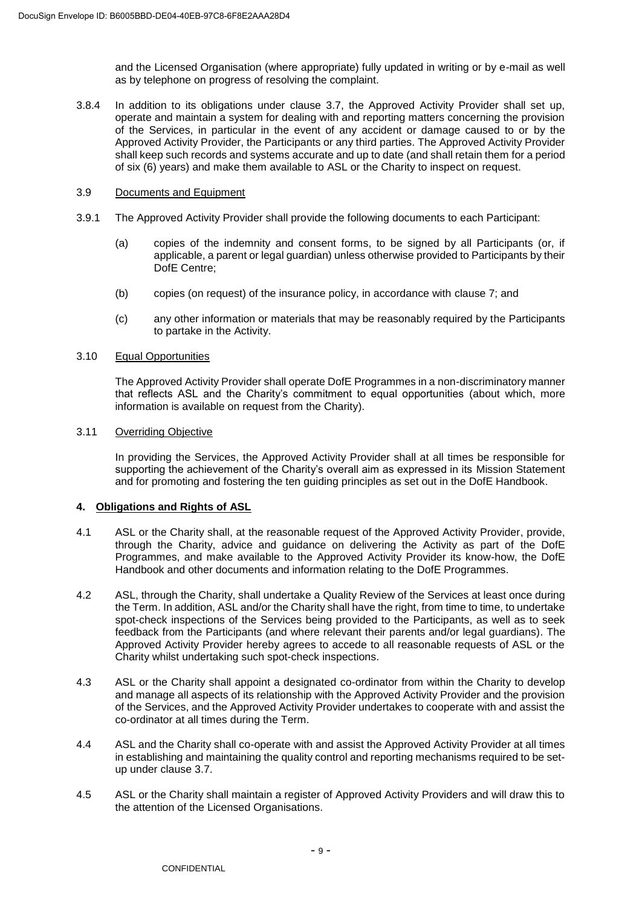and the Licensed Organisation (where appropriate) fully updated in writing or by e-mail as well as by telephone on progress of resolving the complaint.

3.8.4 In addition to its obligations under clause 3.7, the Approved Activity Provider shall set up, operate and maintain a system for dealing with and reporting matters concerning the provision of the Services, in particular in the event of any accident or damage caused to or by the Approved Activity Provider, the Participants or any third parties. The Approved Activity Provider shall keep such records and systems accurate and up to date (and shall retain them for a period of six (6) years) and make them available to ASL or the Charity to inspect on request.

3.9 Documents and Equipment

3.9.1 The Approved Activity Provider shall provide the following documents to each Participant:

(a) copies of the indemnity and consent forms, to be signed by all Participants (or, if applicable, a parent or legal guardian) unless otherwise provided to Participants by their DofE Centre;

(b) copies (on request) of the insurance policy, in accordance with clause 7; and

(c) any other information or materials that may be reasonably required by the Participants to partake in the Activity.

3.10 Equal Opportunities

The Approved Activity Provider shall operate DofE Programmes in a non-discriminatory manner that reflects ASL and the Charity's commitment to equal opportunities (about which, more information is available on request from the Charity).

3.11 Overriding Objective

In providing the Services, the Approved Activity Provider shall at all times be responsible for supporting the achievement of the Charity's overall aim as expressed in its Mission Statement and for promoting and fostering the ten guiding principles as set out in the DofE Handbook.

## 4. Obligations and Rights of ASL

4.1 ASL or the Charity shall, at the reasonable request of the Approved Activity Provider, provide, through the Charity, advice and guidance on delivering the Activity as part of the DofE Programmes, and make available to the Approved Activity Provider its know-how, the DofE Handbook and other documents and information relating to the DofE Programmes.

4.2 ASL, through the Charity, shall undertake a Quality Review of the Services at least once during the Term. In addition, ASL and/or the Charity shall have the right, from time to time, to undertake spot-check inspections of the Services being provided to the Participants, as well as to seek feedback from the Participants (and where relevant their parents and/or legal guardians). The Approved Activity Provider hereby agrees to accede to all reasonable requests of ASL or the Charity whilst undertaking such spot-check inspections.

4.3 ASL or the Charity shall appoint a designated co-ordinator from within the Charity to develop and manage all aspects of its relationship with the Approved Activity Provider and the provision of the Services, and the Approved Activity Provider undertakes to cooperate with and assist the co-ordinator at all times during the Term.

4.4 ASL and the Charity shall co-operate with and assist the Approved Activity Provider at all times in establishing and maintaining the quality control and reporting mechanisms required to be set-up under clause 3.7.

4.5 ASL or the Charity shall maintain a register of Approved Activity Providers and will draw this to the attention of the Licensed Organisations.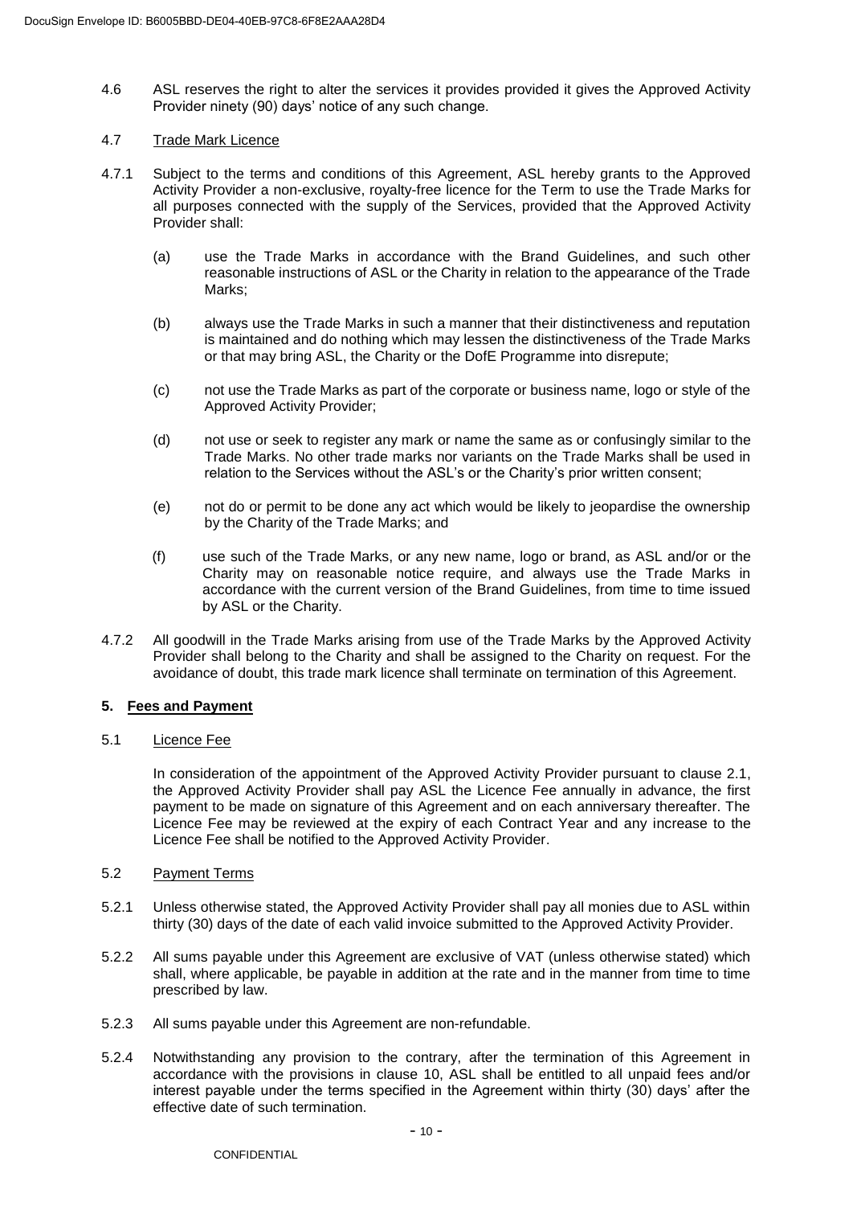4.6 ASL reserves the right to alter the services it provides provided it gives the Approved Activity Provider ninety (90) days' notice of any such change.

4.7 Trade Mark Licence

4.7.1 Subject to the terms and conditions of this Agreement, ASL hereby grants to the Approved Activity Provider a non-exclusive, royalty-free licence for the Term to use the Trade Marks for all purposes connected with the supply of the Services, provided that the Approved Activity Provider shall:

(a) use the Trade Marks in accordance with the Brand Guidelines, and such other reasonable instructions of ASL or the Charity in relation to the appearance of the Trade Marks;

(b) always use the Trade Marks in such a manner that their distinctiveness and reputation is maintained and do nothing which may lessen the distinctiveness of the Trade Marks or that may bring ASL, the Charity or the DofE Programme into disrepute;

(c) not use the Trade Marks as part of the corporate or business name, logo or style of the Approved Activity Provider;

(d) not use or seek to register any mark or name the same as or confusingly similar to the Trade Marks. No other trade marks nor variants on the Trade Marks shall be used in relation to the Services without the ASL's or the Charity's prior written consent;

(e) not do or permit to be done any act which would be likely to jeopardise the ownership by the Charity of the Trade Marks; and

(f) use such of the Trade Marks, or any new name, logo or brand, as ASL and/or or the Charity may on reasonable notice require, and always use the Trade Marks in accordance with the current version of the Brand Guidelines, from time to time issued by ASL or the Charity.

4.7.2 All goodwill in the Trade Marks arising from use of the Trade Marks by the Approved Activity Provider shall belong to the Charity and shall be assigned to the Charity on request. For the avoidance of doubt, this trade mark licence shall terminate on termination of this Agreement.

## 5. Fees and Payment

5.1 Licence Fee

In consideration of the appointment of the Approved Activity Provider pursuant to clause 2.1, the Approved Activity Provider shall pay ASL the Licence Fee annually in advance, the first payment to be made on signature of this Agreement and on each anniversary thereafter. The Licence Fee may be reviewed at the expiry of each Contract Year and any increase to the Licence Fee shall be notified to the Approved Activity Provider.

5.2 Payment Terms

5.2.1 Unless otherwise stated, the Approved Activity Provider shall pay all monies due to ASL within thirty (30) days of the date of each valid invoice submitted to the Approved Activity Provider.

5.2.2 All sums payable under this Agreement are exclusive of VAT (unless otherwise stated) which shall, where applicable, be payable in addition at the rate and in the manner from time to time prescribed by law.

5.2.3 All sums payable under this Agreement are non-refundable.

5.2.4 Notwithstanding any provision to the contrary, after the termination of this Agreement in accordance with the provisions in clause 10, ASL shall be entitled to all unpaid fees and/or interest payable under the terms specified in the Agreement within thirty (30) days' after the effective date of such termination.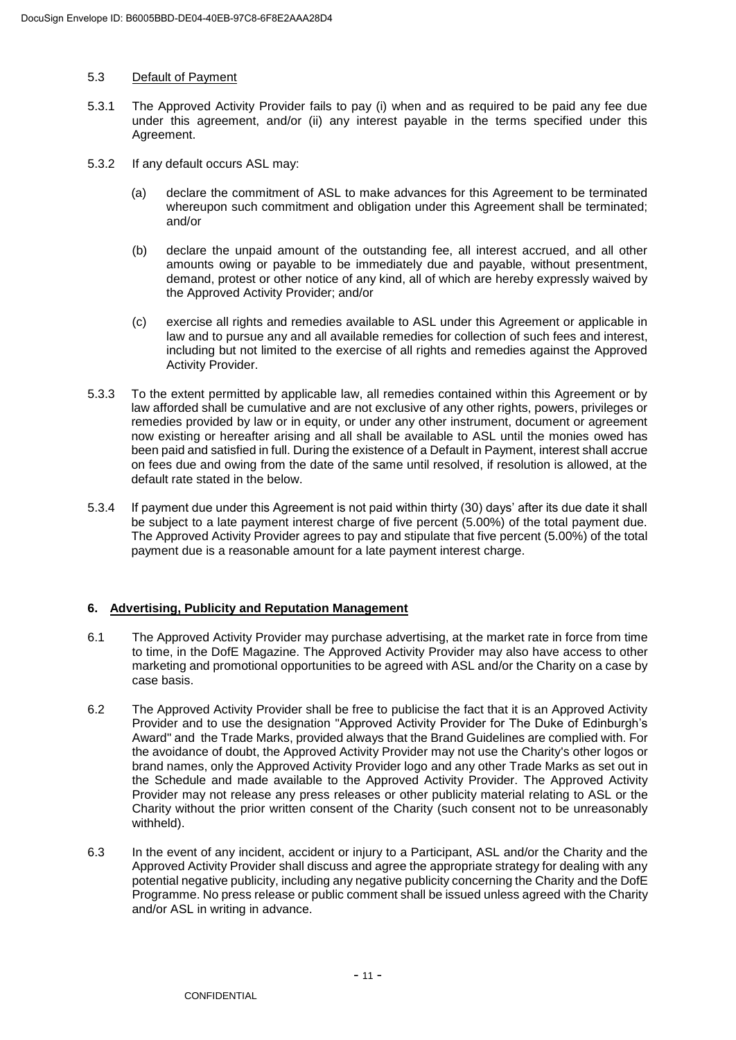5.3 Default of Payment

5.3.1 The Approved Activity Provider fails to pay (i) when and as required to be paid any fee due under this agreement, and/or (ii) any interest payable in the terms specified under this Agreement.

5.3.2 If any default occurs ASL may:

(a) declare the commitment of ASL to make advances for this Agreement to be terminated whereupon such commitment and obligation under this Agreement shall be terminated; and/or

(b) declare the unpaid amount of the outstanding fee, all interest accrued, and all other amounts owing or payable to be immediately due and payable, without presentment, demand, protest or other notice of any kind, all of which are hereby expressly waived by the Approved Activity Provider; and/or

(c) exercise all rights and remedies available to ASL under this Agreement or applicable in law and to pursue any and all available remedies for collection of such fees and interest, including but not limited to the exercise of all rights and remedies against the Approved Activity Provider.

5.3.3 To the extent permitted by applicable law, all remedies contained within this Agreement or by law afforded shall be cumulative and are not exclusive of any other rights, powers, privileges or remedies provided by law or in equity, or under any other instrument, document or agreement now existing or hereafter arising and all shall be available to ASL until the monies owed has been paid and satisfied in full. During the existence of a Default in Payment, interest shall accrue on fees due and owing from the date of the same until resolved, if resolution is allowed, at the default rate stated in the below.

5.3.4 If payment due under this Agreement is not paid within thirty (30) days' after its due date it shall be subject to a late payment interest charge of five percent (5.00%) of the total payment due. The Approved Activity Provider agrees to pay and stipulate that five percent (5.00%) of the total payment due is a reasonable amount for a late payment interest charge.

## 6. Advertising, Publicity and Reputation Management

6.1 The Approved Activity Provider may purchase advertising, at the market rate in force from time to time, in the DofE Magazine. The Approved Activity Provider may also have access to other marketing and promotional opportunities to be agreed with ASL and/or the Charity on a case by case basis.

6.2 The Approved Activity Provider shall be free to publicise the fact that it is an Approved Activity Provider and to use the designation "Approved Activity Provider for The Duke of Edinburgh's Award" and the Trade Marks, provided always that the Brand Guidelines are complied with. For the avoidance of doubt, the Approved Activity Provider may not use the Charity's other logos or brand names, only the Approved Activity Provider logo and any other Trade Marks as set out in the Schedule and made available to the Approved Activity Provider. The Approved Activity Provider may not release any press releases or other publicity material relating to ASL or the Charity without the prior written consent of the Charity (such consent not to be unreasonably withheld).

6.3 In the event of any incident, accident or injury to a Participant, ASL and/or the Charity and the Approved Activity Provider shall discuss and agree the appropriate strategy for dealing with any potential negative publicity, including any negative publicity concerning the Charity and the DofE Programme. No press release or public comment shall be issued unless agreed with the Charity and/or ASL in writing in advance.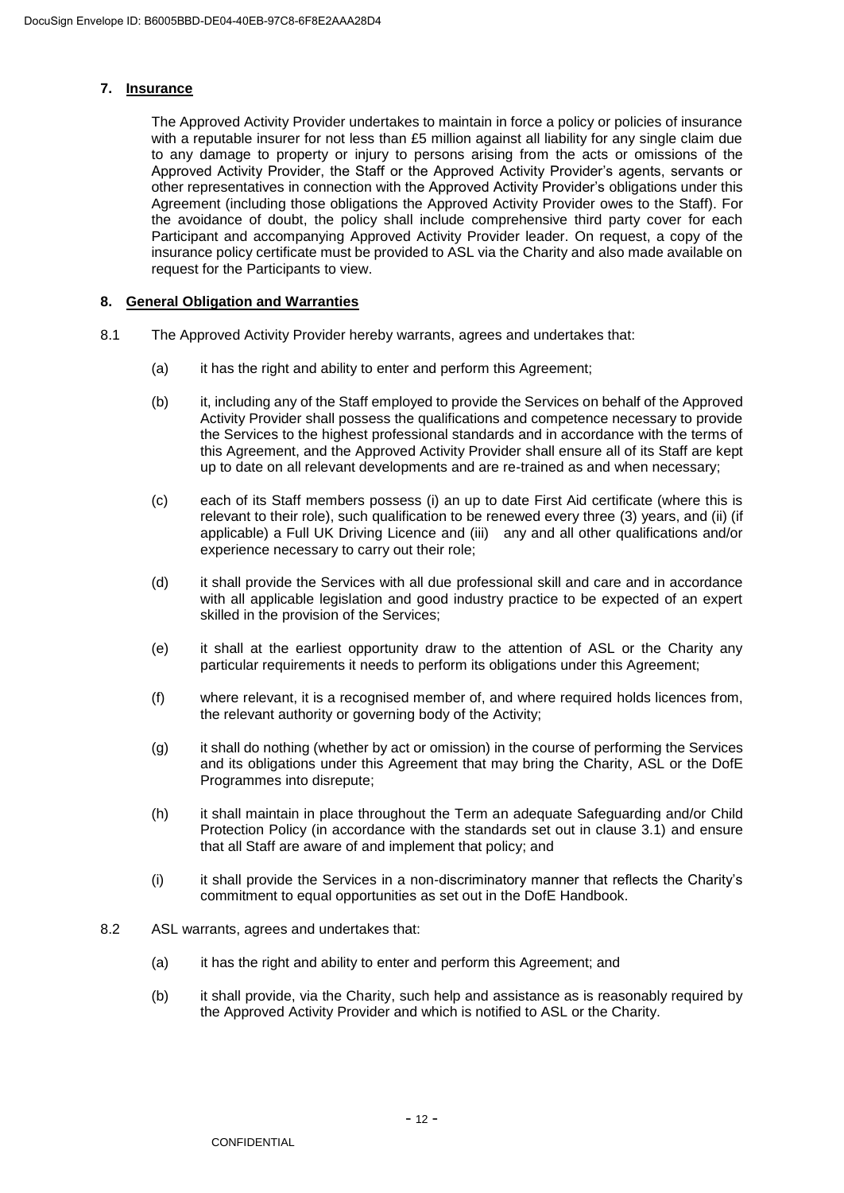## 7. Insurance

The Approved Activity Provider undertakes to maintain in force a policy or policies of insurance with a reputable insurer for not less than £5 million against all liability for any single claim due to any damage to property or injury to persons arising from the acts or omissions of the Approved Activity Provider, the Staff or the Approved Activity Provider's agents, servants or other representatives in connection with the Approved Activity Provider's obligations under this Agreement (including those obligations the Approved Activity Provider owes to the Staff). For the avoidance of doubt, the policy shall include comprehensive third party cover for each Participant and accompanying Approved Activity Provider leader. On request, a copy of the insurance policy certificate must be provided to ASL via the Charity and also made available on request for the Participants to view.

## 8. General Obligation and Warranties

8.1 The Approved Activity Provider hereby warrants, agrees and undertakes that:

(a) it has the right and ability to enter and perform this Agreement;

(b) it, including any of the Staff employed to provide the Services on behalf of the Approved Activity Provider shall possess the qualifications and competence necessary to provide the Services to the highest professional standards and in accordance with the terms of this Agreement, and the Approved Activity Provider shall ensure all of its Staff are kept up to date on all relevant developments and are re-trained as and when necessary;

(c) each of its Staff members possess (i) an up to date First Aid certificate (where this is relevant to their role), such qualification to be renewed every three (3) years, and (ii) (if applicable) a Full UK Driving Licence and (iii) any and all other qualifications and/or experience necessary to carry out their role;

(d) it shall provide the Services with all due professional skill and care and in accordance with all applicable legislation and good industry practice to be expected of an expert skilled in the provision of the Services;

(e) it shall at the earliest opportunity draw to the attention of ASL or the Charity any particular requirements it needs to perform its obligations under this Agreement;

(f) where relevant, it is a recognised member of, and where required holds licences from, the relevant authority or governing body of the Activity;

(g) it shall do nothing (whether by act or omission) in the course of performing the Services and its obligations under this Agreement that may bring the Charity, ASL or the DofE Programmes into disrepute;

(h) it shall maintain in place throughout the Term an adequate Safeguarding and/or Child Protection Policy (in accordance with the standards set out in clause 3.1) and ensure that all Staff are aware of and implement that policy; and

(i) it shall provide the Services in a non-discriminatory manner that reflects the Charity's commitment to equal opportunities as set out in the DofE Handbook.

8.2 ASL warrants, agrees and undertakes that:

(a) it has the right and ability to enter and perform this Agreement; and

(b) it shall provide, via the Charity, such help and assistance as is reasonably required by the Approved Activity Provider and which is notified to ASL or the Charity.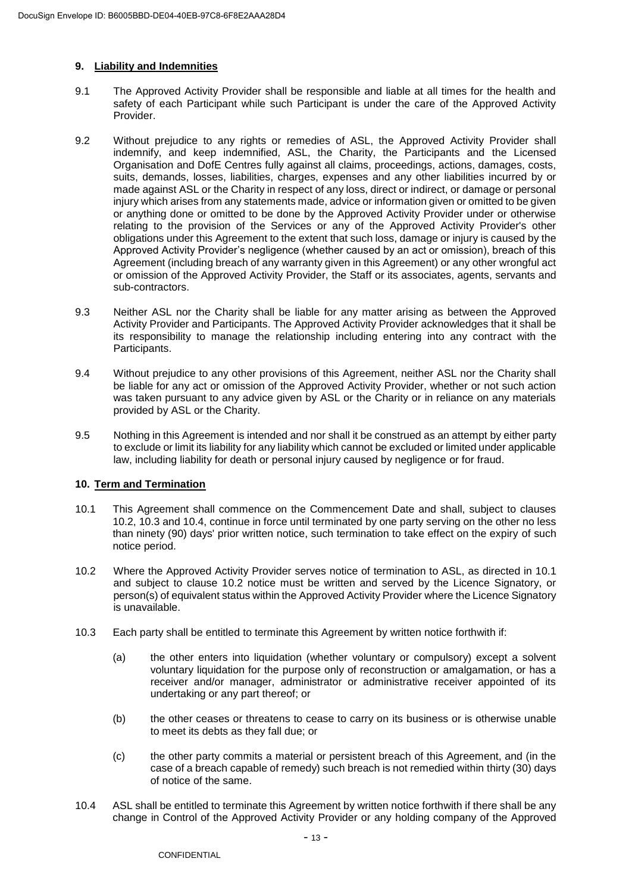## 9. Liability and Indemnities

9.1 The Approved Activity Provider shall be responsible and liable at all times for the health and safety of each Participant while such Participant is under the care of the Approved Activity Provider.

9.2 Without prejudice to any rights or remedies of ASL, the Approved Activity Provider shall indemnify, and keep indemnified, ASL, the Charity, the Participants and the Licensed Organisation and DofE Centres fully against all claims, proceedings, actions, damages, costs, suits, demands, losses, liabilities, charges, expenses and any other liabilities incurred by or made against ASL or the Charity in respect of any loss, direct or indirect, or damage or personal injury which arises from any statements made, advice or information given or omitted to be given or anything done or omitted to be done by the Approved Activity Provider under or otherwise relating to the provision of the Services or any of the Approved Activity Provider's other obligations under this Agreement to the extent that such loss, damage or injury is caused by the Approved Activity Provider's negligence (whether caused by an act or omission), breach of this Agreement (including breach of any warranty given in this Agreement) or any other wrongful act or omission of the Approved Activity Provider, the Staff or its associates, agents, servants and sub-contractors.

9.3 Neither ASL nor the Charity shall be liable for any matter arising as between the Approved Activity Provider and Participants. The Approved Activity Provider acknowledges that it shall be its responsibility to manage the relationship including entering into any contract with the Participants.

9.4 Without prejudice to any other provisions of this Agreement, neither ASL nor the Charity shall be liable for any act or omission of the Approved Activity Provider, whether or not such action was taken pursuant to any advice given by ASL or the Charity or in reliance on any materials provided by ASL or the Charity.

9.5 Nothing in this Agreement is intended and nor shall it be construed as an attempt by either party to exclude or limit its liability for any liability which cannot be excluded or limited under applicable law, including liability for death or personal injury caused by negligence or for fraud.

## 10. Term and Termination

10.1 This Agreement shall commence on the Commencement Date and shall, subject to clauses 10.2, 10.3 and 10.4, continue in force until terminated by one party serving on the other no less than ninety (90) days' prior written notice, such termination to take effect on the expiry of such notice period.

10.2 Where the Approved Activity Provider serves notice of termination to ASL, as directed in 10.1 and subject to clause 10.2 notice must be written and served by the Licence Signatory, or person(s) of equivalent status within the Approved Activity Provider where the Licence Signatory is unavailable.

10.3 Each party shall be entitled to terminate this Agreement by written notice forthwith if:

(a) the other enters into liquidation (whether voluntary or compulsory) except a solvent voluntary liquidation for the purpose only of reconstruction or amalgamation, or has a receiver and/or manager, administrator or administrative receiver appointed of its undertaking or any part thereof; or

(b) the other ceases or threatens to cease to carry on its business or is otherwise unable to meet its debts as they fall due; or

(c) the other party commits a material or persistent breach of this Agreement, and (in the case of a breach capable of remedy) such breach is not remedied within thirty (30) days of notice of the same.

10.4 ASL shall be entitled to terminate this Agreement by written notice forthwith if there shall be any change in Control of the Approved Activity Provider or any holding company of the Approved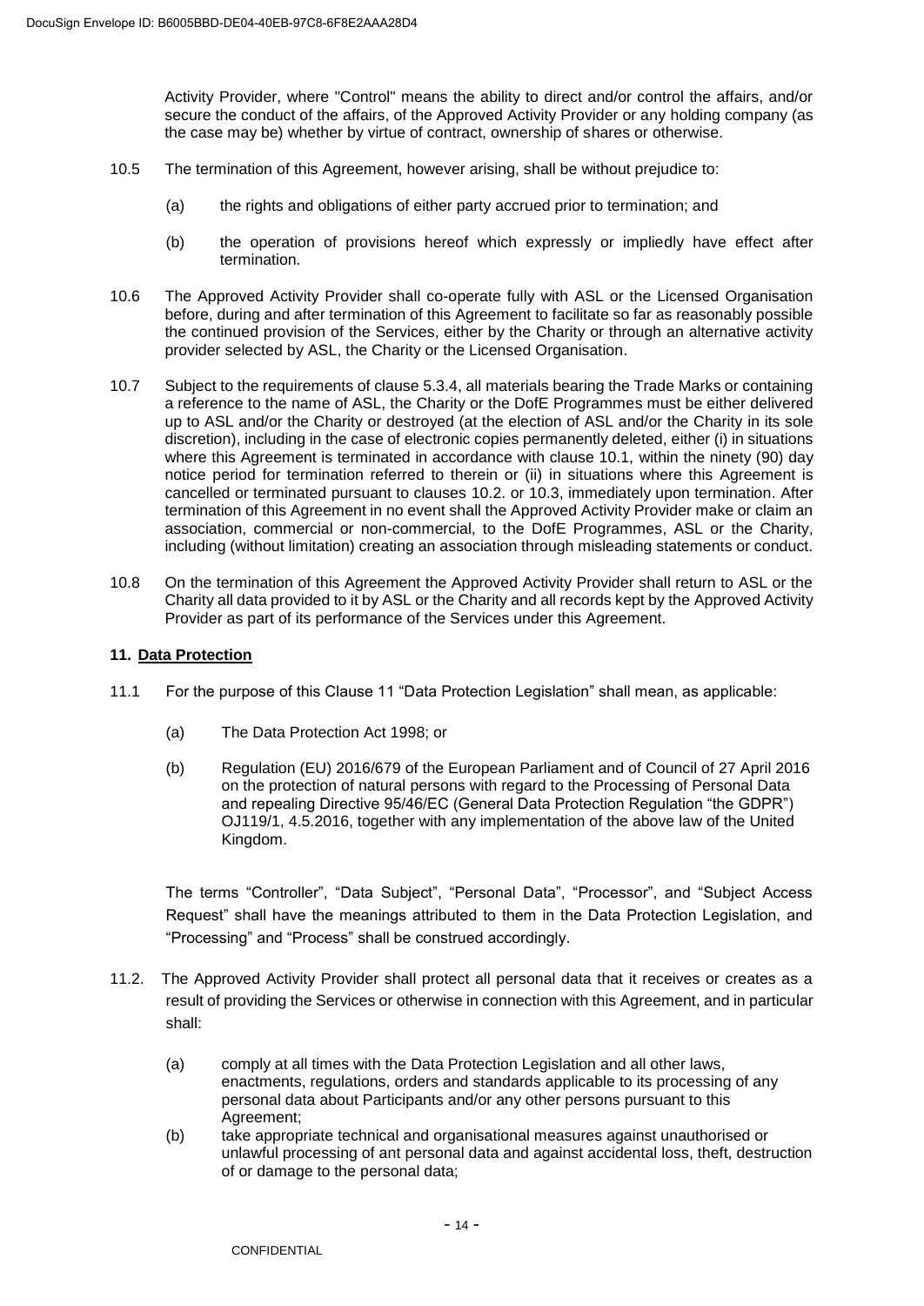Activity Provider, where "Control" means the ability to direct and/or control the affairs, and/or secure the conduct of the affairs, of the Approved Activity Provider or any holding company (as the case may be) whether by virtue of contract, ownership of shares or otherwise.

10.5 The termination of this Agreement, however arising, shall be without prejudice to:

(a) the rights and obligations of either party accrued prior to termination; and

(b) the operation of provisions hereof which expressly or impliedly have effect after termination.

10.6 The Approved Activity Provider shall co-operate fully with ASL or the Licensed Organisation before, during and after termination of this Agreement to facilitate so far as reasonably possible the continued provision of the Services, either by the Charity or through an alternative activity provider selected by ASL, the Charity or the Licensed Organisation.

10.7 Subject to the requirements of clause 5.3.4, all materials bearing the Trade Marks or containing a reference to the name of ASL, the Charity or the DofE Programmes must be either delivered up to ASL and/or the Charity or destroyed (at the election of ASL and/or the Charity in its sole discretion), including in the case of electronic copies permanently deleted, either (i) in situations where this Agreement is terminated in accordance with clause 10.1, within the ninety (90) day notice period for termination referred to therein or (ii) in situations where this Agreement is cancelled or terminated pursuant to clauses 10.2. or 10.3, immediately upon termination. After termination of this Agreement in no event shall the Approved Activity Provider make or claim an association, commercial or non-commercial, to the DofE Programmes, ASL or the Charity, including (without limitation) creating an association through misleading statements or conduct.

10.8 On the termination of this Agreement the Approved Activity Provider shall return to ASL or the Charity all data provided to it by ASL or the Charity and all records kept by the Approved Activity Provider as part of its performance of the Services under this Agreement.

## 11. Data Protection

11.1 For the purpose of this Clause 11 "Data Protection Legislation" shall mean, as applicable:

(a) The Data Protection Act 1998; or

(b) Regulation (EU) 2016/679 of the European Parliament and of Council of 27 April 2016 on the protection of natural persons with regard to the Processing of Personal Data and repealing Directive 95/46/EC (General Data Protection Regulation "the GDPR") OJ119/1, 4.5.2016, together with any implementation of the above law of the United Kingdom.

The terms "Controller", "Data Subject", "Personal Data", "Processor", and "Subject Access Request" shall have the meanings attributed to them in the Data Protection Legislation, and "Processing" and "Process" shall be construed accordingly.

11.2. The Approved Activity Provider shall protect all personal data that it receives or creates as a result of providing the Services or otherwise in connection with this Agreement, and in particular shall:

(a) comply at all times with the Data Protection Legislation and all other laws, enactments, regulations, orders and standards applicable to its processing of any personal data about Participants and/or any other persons pursuant to this Agreement;

(b) take appropriate technical and organisational measures against unauthorised or unlawful processing of ant personal data and against accidental loss, theft, destruction of or damage to the personal data;

CONFIDENTIAL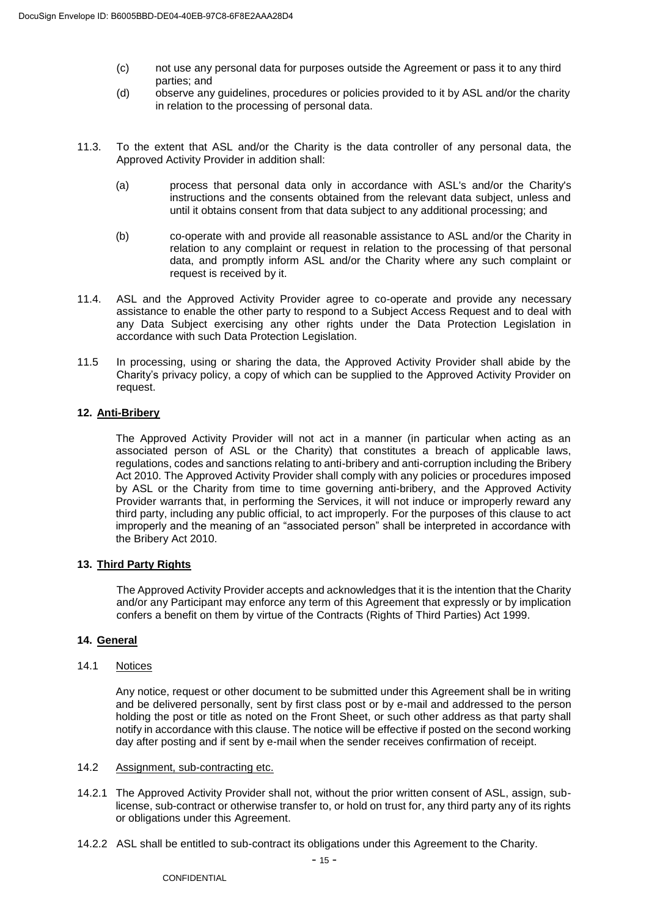(c) not use any personal data for purposes outside the Agreement or pass it to any third parties; and

(d) observe any guidelines, procedures or policies provided to it by ASL and/or the charity in relation to the processing of personal data.

11.3. To the extent that ASL and/or the Charity is the data controller of any personal data, the Approved Activity Provider in addition shall:

(a) process that personal data only in accordance with ASL's and/or the Charity's instructions and the consents obtained from the relevant data subject, unless and until it obtains consent from that data subject to any additional processing; and

(b) co-operate with and provide all reasonable assistance to ASL and/or the Charity in relation to any complaint or request in relation to the processing of that personal data, and promptly inform ASL and/or the Charity where any such complaint or request is received by it.

11.4. ASL and the Approved Activity Provider agree to co-operate and provide any necessary assistance to enable the other party to respond to a Subject Access Request and to deal with any Data Subject exercising any other rights under the Data Protection Legislation in accordance with such Data Protection Legislation.

11.5 In processing, using or sharing the data, the Approved Activity Provider shall abide by the Charity's privacy policy, a copy of which can be supplied to the Approved Activity Provider on request.

## 12. Anti-Bribery

The Approved Activity Provider will not act in a manner (in particular when acting as an associated person of ASL or the Charity) that constitutes a breach of applicable laws, regulations, codes and sanctions relating to anti-bribery and anti-corruption including the Bribery Act 2010. The Approved Activity Provider shall comply with any policies or procedures imposed by ASL or the Charity from time to time governing anti-bribery, and the Approved Activity Provider warrants that, in performing the Services, it will not induce or improperly reward any third party, including any public official, to act improperly. For the purposes of this clause to act improperly and the meaning of an "associated person" shall be interpreted in accordance with the Bribery Act 2010.

## 13. Third Party Rights

The Approved Activity Provider accepts and acknowledges that it is the intention that the Charity and/or any Participant may enforce any term of this Agreement that expressly or by implication confers a benefit on them by virtue of the Contracts (Rights of Third Parties) Act 1999.

## 14. General

14.1 Notices

Any notice, request or other document to be submitted under this Agreement shall be in writing and be delivered personally, sent by first class post or by e-mail and addressed to the person holding the post or title as noted on the Front Sheet, or such other address as that party shall notify in accordance with this clause. The notice will be effective if posted on the second working day after posting and if sent by e-mail when the sender receives confirmation of receipt.

14.2 Assignment, sub-contracting etc.

14.2.1 The Approved Activity Provider shall not, without the prior written consent of ASL, assign, sub-license, sub-contract or otherwise transfer to, or hold on trust for, any third party any of its rights or obligations under this Agreement.

14.2.2 ASL shall be entitled to sub-contract its obligations under this Agreement to the Charity.

CONFIDENTIAL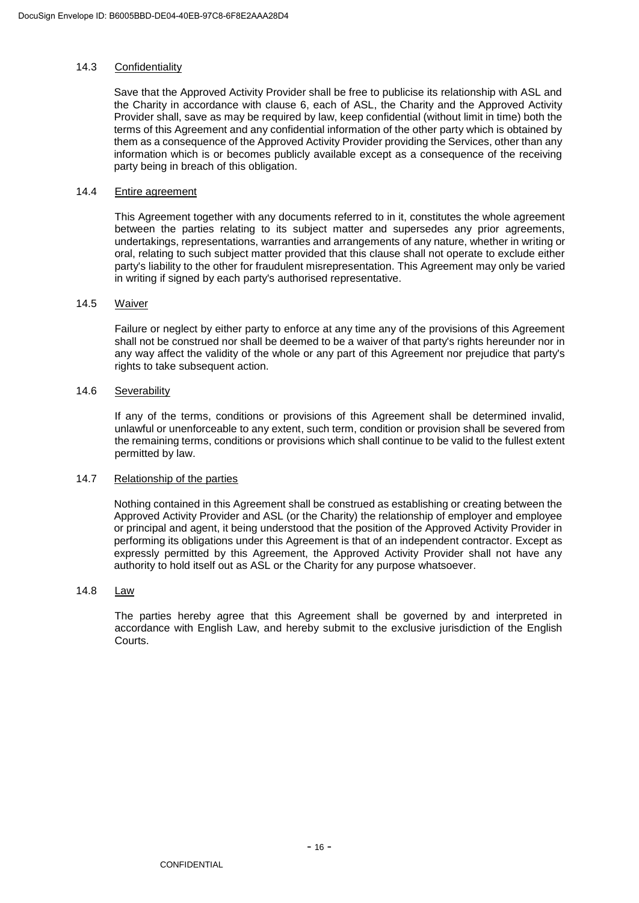### 14.3 Confidentiality

Save that the Approved Activity Provider shall be free to publicise its relationship with ASL and the Charity in accordance with clause 6, each of ASL, the Charity and the Approved Activity Provider shall, save as may be required by law, keep confidential (without limit in time) both the terms of this Agreement and any confidential information of the other party which is obtained by them as a consequence of the Approved Activity Provider providing the Services, other than any information which is or becomes publicly available except as a consequence of the receiving party being in breach of this obligation.

### 14.4 Entire agreement

This Agreement together with any documents referred to in it, constitutes the whole agreement between the parties relating to its subject matter and supersedes any prior agreements, undertakings, representations, warranties and arrangements of any nature, whether in writing or oral, relating to such subject matter provided that this clause shall not operate to exclude either party's liability to the other for fraudulent misrepresentation. This Agreement may only be varied in writing if signed by each party's authorised representative.

### 14.5 Waiver

Failure or neglect by either party to enforce at any time any of the provisions of this Agreement shall not be construed nor shall be deemed to be a waiver of that party's rights hereunder nor in any way affect the validity of the whole or any part of this Agreement nor prejudice that party's rights to take subsequent action.

### 14.6 Severability

If any of the terms, conditions or provisions of this Agreement shall be determined invalid, unlawful or unenforceable to any extent, such term, condition or provision shall be severed from the remaining terms, conditions or provisions which shall continue to be valid to the fullest extent permitted by law.

### 14.7 Relationship of the parties

Nothing contained in this Agreement shall be construed as establishing or creating between the Approved Activity Provider and ASL (or the Charity) the relationship of employer and employee or principal and agent, it being understood that the position of the Approved Activity Provider in performing its obligations under this Agreement is that of an independent contractor. Except as expressly permitted by this Agreement, the Approved Activity Provider shall not have any authority to hold itself out as ASL or the Charity for any purpose whatsoever.

### 14.8 Law

The parties hereby agree that this Agreement shall be governed by and interpreted in accordance with English Law, and hereby submit to the exclusive jurisdiction of the English Courts.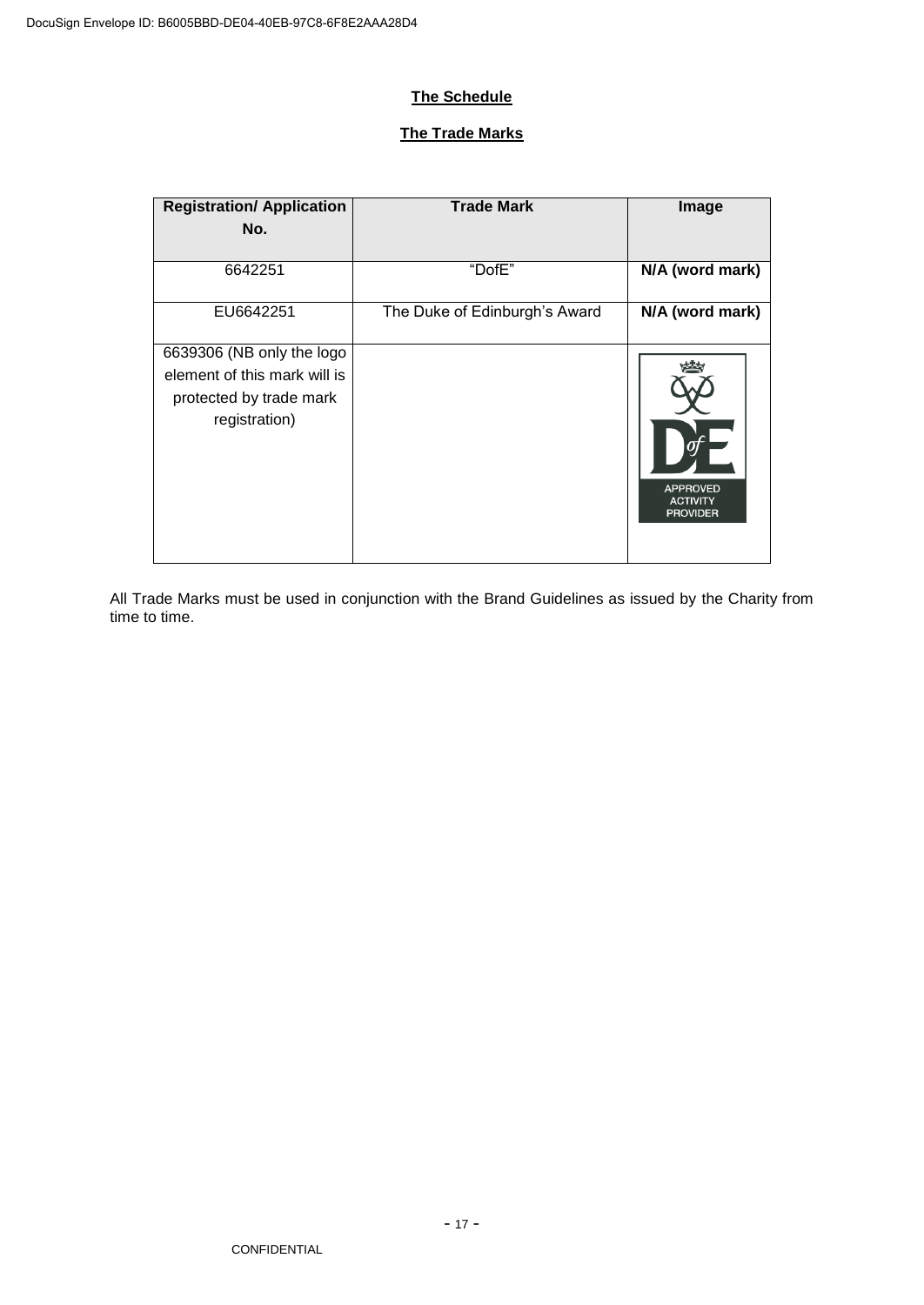**The Schedule**

**The Trade Marks**

| Registration/ Application No. | Trade Mark | Image |
|---|---|---|
| 6642251 | "DofE" | **N/A (word mark)** |
| EU6642251 | The Duke of Edinburgh's Award | **N/A (word mark)** |
| 6639306 (NB only the logo element of this mark will is protected by trade mark registration) | | |

All Trade Marks must be used in conjunction with the Brand Guidelines as issued by the Charity from time to time.